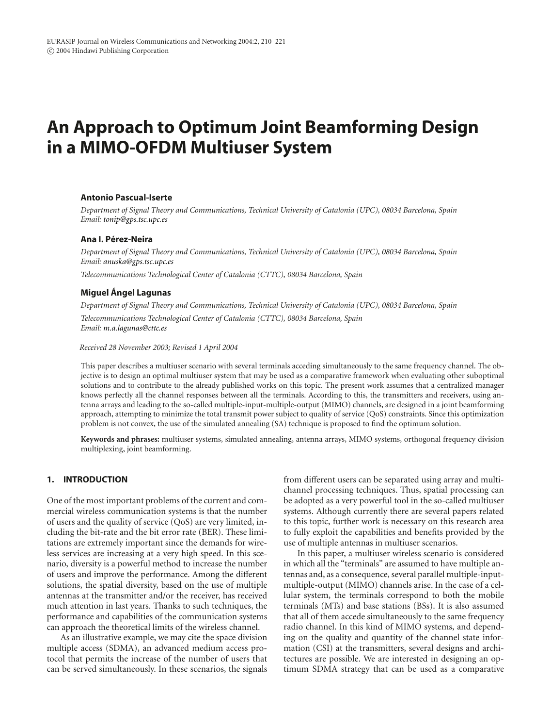# An Approach to Optimum Joint Beamforming Design in a MIMO-OFDM Multiuser System

**Antonio Pascual-Iserte**

*Department of Signal Theory and Communications, Technical University of Catalonia (UPC), 08034 Barcelona, Spain*
*Email: tonip@gps.tsc.upc.es*

**Ana I. Pérez-Neira**

*Department of Signal Theory and Communications, Technical University of Catalonia (UPC), 08034 Barcelona, Spain*
*Email: anuska@gps.tsc.upc.es*

*Telecommunications Technological Center of Catalonia (CTTC), 08034 Barcelona, Spain*

**Miguel Ángel Lagunas**

*Department of Signal Theory and Communications, Technical University of Catalonia (UPC), 08034 Barcelona, Spain*

*Telecommunications Technological Center of Catalonia (CTTC), 08034 Barcelona, Spain*
*Email: m.a.lagunas@cttc.es*

*Received 28 November 2003; Revised 1 April 2004*

This paper describes a multiuser scenario with several terminals acceding simultaneously to the same frequency channel. The objective is to design an optimal multiuser system that may be used as a comparative framework when evaluating other suboptimal solutions and to contribute to the already published works on this topic. The present work assumes that a centralized manager knows perfectly all the channel responses between all the terminals. According to this, the transmitters and receivers, using antenna arrays and leading to the so-called multiple-input-multiple-output (MIMO) channels, are designed in a joint beamforming approach, attempting to minimize the total transmit power subject to quality of service (QoS) constraints. Since this optimization problem is not convex, the use of the simulated annealing (SA) technique is proposed to find the optimum solution.

**Keywords and phrases:** multiuser systems, simulated annealing, antenna arrays, MIMO systems, orthogonal frequency division multiplexing, joint beamforming.

## 1. INTRODUCTION

One of the most important problems of the current and commercial wireless communication systems is that the number of users and the quality of service (QoS) are very limited, including the bit-rate and the bit error rate (BER). These limitations are extremely important since the demands for wireless services are increasing at a very high speed. In this scenario, diversity is a powerful method to increase the number of users and improve the performance. Among the different solutions, the spatial diversity, based on the use of multiple antennas at the transmitter and/or the receiver, has received much attention in last years. Thanks to such techniques, the performance and capabilities of the communication systems can approach the theoretical limits of the wireless channel.

As an illustrative example, we may cite the space division multiple access (SDMA), an advanced medium access protocol that permits the increase of the number of users that can be served simultaneously. In these scenarios, the signals from different users can be separated using array and multichannel processing techniques. Thus, spatial processing can be adopted as a very powerful tool in the so-called multiuser systems. Although currently there are several papers related to this topic, further work is necessary on this research area to fully exploit the capabilities and benefits provided by the use of multiple antennas in multiuser scenarios.

In this paper, a multiuser wireless scenario is considered in which all the "terminals" are assumed to have multiple antennas and, as a consequence, several parallel multiple-input-multiple-output (MIMO) channels arise. In the case of a cellular system, the terminals correspond to both the mobile terminals (MTs) and base stations (BSs). It is also assumed that all of them accede simultaneously to the same frequency radio channel. In this kind of MIMO systems, and depending on the quality and quantity of the channel state information (CSI) at the transmitters, several designs and architectures are possible. We are interested in designing an optimum SDMA strategy that can be used as a comparative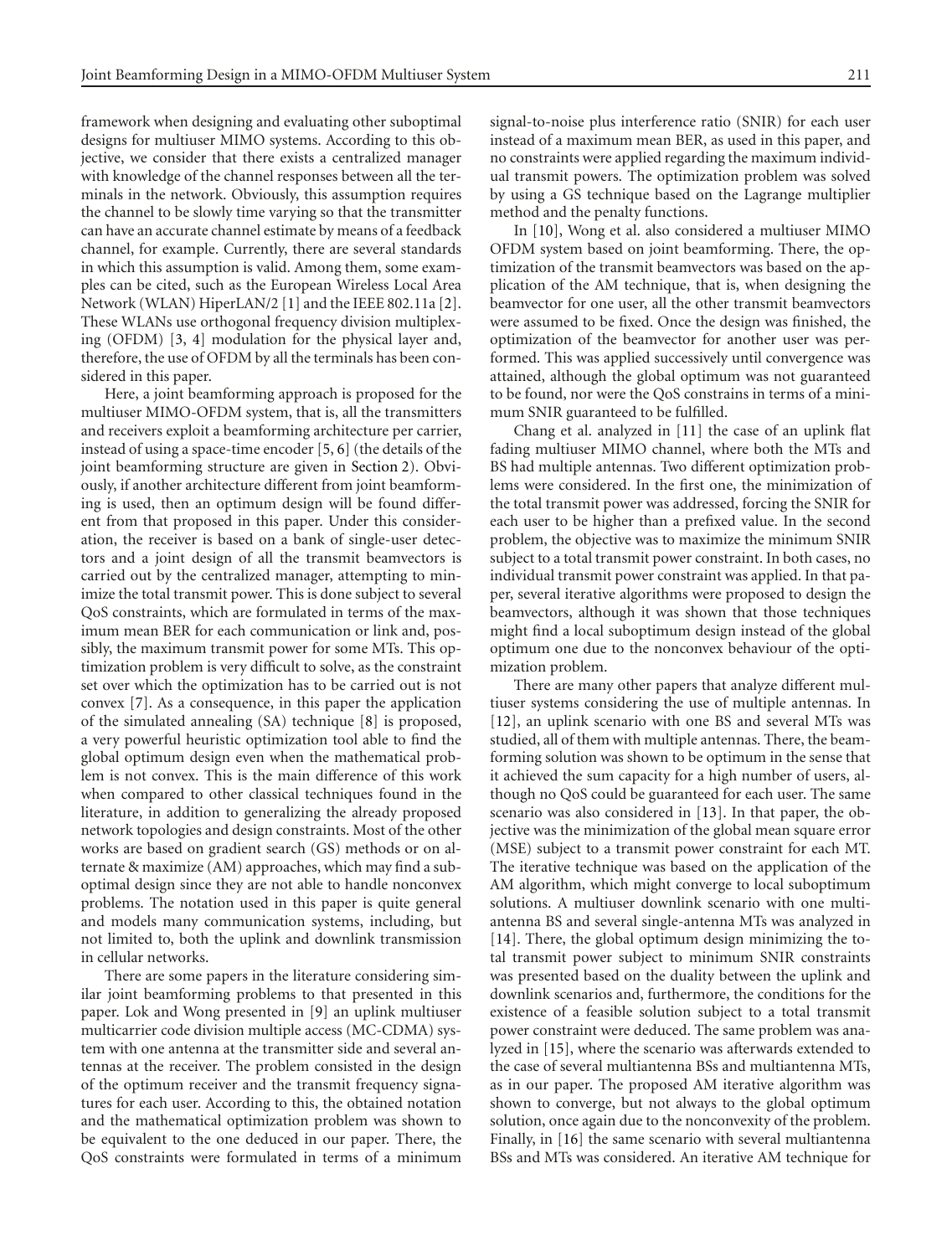framework when designing and evaluating other suboptimal designs for multiuser MIMO systems. According to this objective, we consider that there exists a centralized manager with knowledge of the channel responses between all the terminals in the network. Obviously, this assumption requires the channel to be slowly time varying so that the transmitter can have an accurate channel estimate by means of a feedback channel, for example. Currently, there are several standards in which this assumption is valid. Among them, some examples can be cited, such as the European Wireless Local Area Network (WLAN) HiperLAN/2 [1] and the IEEE 802.11a [2]. These WLANs use orthogonal frequency division multiplexing (OFDM) [3, 4] modulation for the physical layer and, therefore, the use of OFDM by all the terminals has been considered in this paper.

Here, a joint beamforming approach is proposed for the multiuser MIMO-OFDM system, that is, all the transmitters and receivers exploit a beamforming architecture per carrier, instead of using a space-time encoder [5, 6] (the details of the joint beamforming structure are given in Section 2). Obviously, if another architecture different from joint beamforming is used, then an optimum design will be found different from that proposed in this paper. Under this consideration, the receiver is based on a bank of single-user detectors and a joint design of all the transmit beamvectors is carried out by the centralized manager, attempting to minimize the total transmit power. This is done subject to several QoS constraints, which are formulated in terms of the maximum mean BER for each communication or link and, possibly, the maximum transmit power for some MTs. This optimization problem is very difficult to solve, as the constraint set over which the optimization has to be carried out is not convex [7]. As a consequence, in this paper the application of the simulated annealing (SA) technique [8] is proposed, a very powerful heuristic optimization tool able to find the global optimum design even when the mathematical problem is not convex. This is the main difference of this work when compared to other classical techniques found in the literature, in addition to generalizing the already proposed network topologies and design constraints. Most of the other works are based on gradient search (GS) methods or on alternate & maximize (AM) approaches, which may find a suboptimal design since they are not able to handle nonconvex problems. The notation used in this paper is quite general and models many communication systems, including, but not limited to, both the uplink and downlink transmission in cellular networks.

There are some papers in the literature considering similar joint beamforming problems to that presented in this paper. Lok and Wong presented in [9] an uplink multiuser multicarrier code division multiple access (MC-CDMA) system with one antenna at the transmitter side and several antennas at the receiver. The problem consisted in the design of the optimum receiver and the transmit frequency signatures for each user. According to this, the obtained notation and the mathematical optimization problem was shown to be equivalent to the one deduced in our paper. There, the QoS constraints were formulated in terms of a minimum signal-to-noise plus interference ratio (SNIR) for each user instead of a maximum mean BER, as used in this paper, and no constraints were applied regarding the maximum individual transmit powers. The optimization problem was solved by using a GS technique based on the Lagrange multiplier method and the penalty functions.

In [10], Wong et al. also considered a multiuser MIMO OFDM system based on joint beamforming. There, the optimization of the transmit beamvectors was based on the application of the AM technique, that is, when designing the beamvector for one user, all the other transmit beamvectors were assumed to be fixed. Once the design was finished, the optimization of the beamvector for another user was performed. This was applied successively until convergence was attained, although the global optimum was not guaranteed to be found, nor were the QoS constrains in terms of a minimum SNIR guaranteed to be fulfilled.

Chang et al. analyzed in [11] the case of an uplink flat fading multiuser MIMO channel, where both the MTs and BS had multiple antennas. Two different optimization problems were considered. In the first one, the minimization of the total transmit power was addressed, forcing the SNIR for each user to be higher than a prefixed value. In the second problem, the objective was to maximize the minimum SNIR subject to a total transmit power constraint. In both cases, no individual transmit power constraint was applied. In that paper, several iterative algorithms were proposed to design the beamvectors, although it was shown that those techniques might find a local suboptimum design instead of the global optimum one due to the nonconvex behaviour of the optimization problem.

There are many other papers that analyze different multiuser systems considering the use of multiple antennas. In [12], an uplink scenario with one BS and several MTs was studied, all of them with multiple antennas. There, the beamforming solution was shown to be optimum in the sense that it achieved the sum capacity for a high number of users, although no QoS could be guaranteed for each user. The same scenario was also considered in [13]. In that paper, the objective was the minimization of the global mean square error (MSE) subject to a transmit power constraint for each MT. The iterative technique was based on the application of the AM algorithm, which might converge to local suboptimum solutions. A multiuser downlink scenario with one multiantenna BS and several single-antenna MTs was analyzed in [14]. There, the global optimum design minimizing the total transmit power subject to minimum SNIR constraints was presented based on the duality between the uplink and downlink scenarios and, furthermore, the conditions for the existence of a feasible solution subject to a total transmit power constraint were deduced. The same problem was analyzed in [15], where the scenario was afterwards extended to the case of several multiantenna BSs and multiantenna MTs, as in our paper. The proposed AM iterative algorithm was shown to converge, but not always to the global optimum solution, once again due to the nonconvexity of the problem. Finally, in [16] the same scenario with several multiantenna BSs and MTs was considered. An iterative AM technique for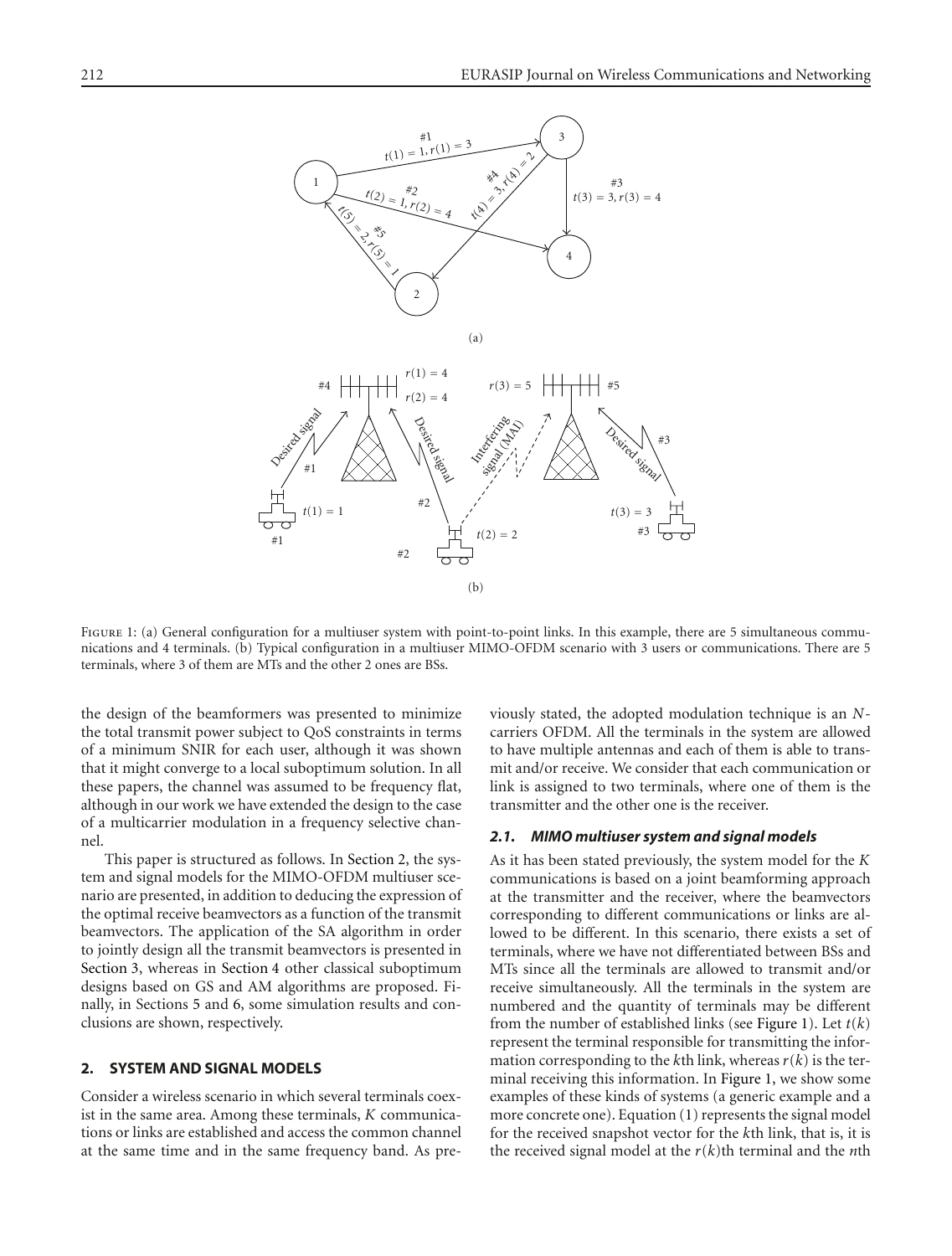FIGURE 1: (a) General configuration for a multiuser system with point-to-point links. In this example, there are 5 simultaneous communications and 4 terminals. (b) Typical configuration in a multiuser MIMO-OFDM scenario with 3 users or communications. There are 5 terminals, where 3 of them are MTs and the other 2 ones are BSs.

the design of the beamformers was presented to minimize the total transmit power subject to QoS constraints in terms of a minimum SNIR for each user, although it was shown that it might converge to a local suboptimum solution. In all these papers, the channel was assumed to be frequency flat, although in our work we have extended the design to the case of a multicarrier modulation in a frequency selective channel.

This paper is structured as follows. In Section 2, the system and signal models for the MIMO-OFDM multiuser scenario are presented, in addition to deducing the expression of the optimal receive beamvectors as a function of the transmit beamvectors. The application of the SA algorithm in order to jointly design all the transmit beamvectors is presented in Section 3, whereas in Section 4 other classical suboptimum designs based on GS and AM algorithms are proposed. Finally, in Sections 5 and 6, some simulation results and conclusions are shown, respectively.

## 2. SYSTEM AND SIGNAL MODELS

Consider a wireless scenario in which several terminals coexist in the same area. Among these terminals, $K$ communications or links are established and access the common channel at the same time and in the same frequency band. As previously stated, the adopted modulation technique is an $N$-carriers OFDM. All the terminals in the system are allowed to have multiple antennas and each of them is able to transmit and/or receive. We consider that each communication or link is assigned to two terminals, where one of them is the transmitter and the other one is the receiver.

### 2.1. MIMO multiuser system and signal models

As it has been stated previously, the system model for the $K$ communications is based on a joint beamforming approach at the transmitter and the receiver, where the beamvectors corresponding to different communications or links are allowed to be different. In this scenario, there exists a set of terminals, where we have not differentiated between BSs and MTs since all the terminals are allowed to transmit and/or receive simultaneously. All the terminals in the system are numbered and the quantity of terminals may be different from the number of established links (see Figure 1). Let $t(k)$ represent the terminal responsible for transmitting the information corresponding to the $k$th link, whereas $r(k)$ is the terminal receiving this information. In Figure 1, we show some examples of these kinds of systems (a generic example and a more concrete one). Equation (1) represents the signal model for the received snapshot vector for the $k$th link, that is, it is the received signal model at the $r(k)$th terminal and the $n$th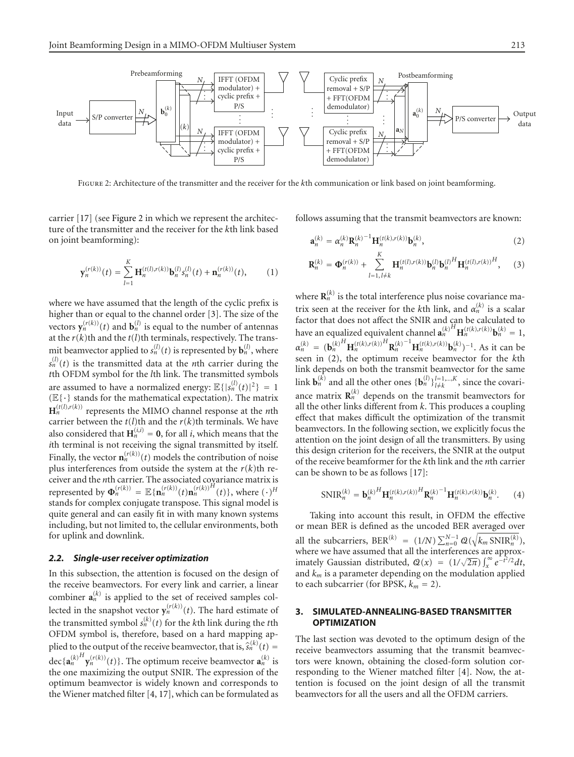Figure 2: Architecture of the transmitter and the receiver for the $k$th communication or link based on joint beamforming.

carrier [17] (see Figure 2 in which we represent the architecture of the transmitter and the receiver for the $k$th link based on joint beamforming):

$$\mathbf{y}_n^{(r(k))}(t) = \sum_{l=1}^{K} \mathbf{H}_n^{(t(l),r(k))} \mathbf{b}_n^{(l)} s_n^{(l)}(t) + \mathbf{n}_n^{(r(k))}(t), \tag{1}$$

where we have assumed that the length of the cyclic prefix is higher than or equal to the channel order [3]. The size of the vectors $\mathbf{y}_n^{(r(k))}(t)$ and $\mathbf{b}_n^{(l)}$ is equal to the number of antennas at the $r(k)$th and the $t(l)$th terminals, respectively. The transmit beamvector applied to $s_n^{(l)}(t)$ is represented by $\mathbf{b}_n^{(l)}$, where $s_n^{(l)}(t)$ is the transmitted data at the $n$th carrier during the $t$th OFDM symbol for the $l$th link. The transmitted symbols are assumed to have a normalized energy: $\mathbb{E}\{|s_n^{(l)}(t)|^2\} = 1$ ($\mathbb{E}\{\cdot\}$ stands for the mathematical expectation). The matrix $\mathbf{H}_n^{(t(l),r(k))}$ represents the MIMO channel response at the $n$th carrier between the $t(l)$th and the $r(k)$th terminals. We have also considered that $\mathbf{H}_n^{(i,i)} = \mathbf{0}$, for all $i$, which means that the $i$th terminal is not receiving the signal transmitted by itself. Finally, the vector $\mathbf{n}_n^{(r(k))}(t)$ models the contribution of noise plus interferences from outside the system at the $r(k)$th receiver and the $n$th carrier. The associated covariance matrix is represented by $\mathbf{\Phi}_n^{(r(k))} = \mathbb{E}\{\mathbf{n}_n^{(r(k))}(t)\mathbf{n}_n^{(r(k))^H}(t)\}$, where $(\cdot)^H$ stands for complex conjugate transpose. This signal model is quite general and can easily fit in with many known systems including, but not limited to, the cellular environments, both for uplink and downlink.

### 2.2. Single-user receiver optimization

In this subsection, the attention is focused on the design of the receive beamvectors. For every link and carrier, a linear combiner $\mathbf{a}_n^{(k)}$ is applied to the set of received samples collected in the snapshot vector $\mathbf{y}_n^{(r(k))}(t)$. The hard estimate of the transmitted symbol $s_n^{(k)}(t)$ for the $k$th link during the $t$th OFDM symbol is, therefore, based on a hard mapping applied to the output of the receive beamvector, that is, $\hat{s}_n^{(k)}(t) = \operatorname{dec}\{\mathbf{a}_n^{(k)^H}\mathbf{y}_n^{(r(k))}(t)\}$. The optimum receive beamvector $\mathbf{a}_n^{(k)}$ is the one maximizing the output SNIR. The expression of the optimum beamvector is widely known and corresponds to the Wiener matched filter [4, 17], which can be formulated as follows assuming that the transmit beamvectors are known:

$$\mathbf{a}_n^{(k)} = \alpha_n^{(k)} \mathbf{R}_n^{(k)^{-1}} \mathbf{H}_n^{(t(k),r(k))} \mathbf{b}_n^{(k)}, \tag{2}$$

$$\mathbf{R}_n^{(k)} = \mathbf{\Phi}_n^{(r(k))} + \sum_{l=1, l\neq k}^{K} \mathbf{H}_n^{(t(l),r(k))} \mathbf{b}_n^{(l)} \mathbf{b}_n^{(l)^H} \mathbf{H}_n^{(t(l),r(k))^H}, \tag{3}$$

where $\mathbf{R}_n^{(k)}$ is the total interference plus noise covariance matrix seen at the receiver for the $k$th link, and $\alpha_n^{(k)}$ is a scalar factor that does not affect the SNIR and can be calculated to have an equalized equivalent channel $\mathbf{a}_n^{(k)^H}\mathbf{H}_n^{(t(k),r(k))}\mathbf{b}_n^{(k)} = 1$, $\alpha_n^{(k)} = (\mathbf{b}_n^{(k)^H}\mathbf{H}_n^{(t(k),r(k))^H}\mathbf{R}_n^{(k)^{-1}}\mathbf{H}_n^{(t(k),r(k))}\mathbf{b}_n^{(k)})^{-1}$. As it can be seen in (2), the optimum receive beamvector for the $k$th link depends on both the transmit beamvector for the same link $\mathbf{b}_n^{(k)}$ and all the other ones $\{\mathbf{b}_n^{(l)}\}_{l\neq k}^{l=1,\ldots,K}$, since the covariance matrix $\mathbf{R}_n^{(k)}$ depends on the transmit beamvectors for all the other links different from $k$. This produces a coupling effect that makes difficult the optimization of the transmit beamvectors. In the following section, we explicitly focus the attention on the joint design of all the transmitters. By using this design criterion for the receivers, the SNIR at the output of the receive beamformer for the $k$th link and the $n$th carrier can be shown to be as follows [17]:

$$\text{SNIR}_n^{(k)} = \mathbf{b}_n^{(k)^H} \mathbf{H}_n^{(t(k),r(k))^H} \mathbf{R}_n^{(k)^{-1}} \mathbf{H}_n^{(t(k),r(k))} \mathbf{b}_n^{(k)}. \tag{4}$$

Taking into account this result, in OFDM the effective or mean BER is defined as the uncoded BER averaged over all the subcarriers, $\text{BER}^{(k)} = (1/N)\sum_{n=0}^{N-1} \mathcal{Q}(\sqrt{k_m \text{SNIR}_n^{(k)}})$, where we have assumed that all the interferences are approximately Gaussian distributed, $\mathcal{Q}(x) = (1/\sqrt{2\pi})\int_x^\infty e^{-t^2/2}dt$, and $k_m$ is a parameter depending on the modulation applied to each subcarrier (for BPSK, $k_m = 2$).

## 3. SIMULATED-ANNEALING-BASED TRANSMITTER OPTIMIZATION

The last section was devoted to the optimum design of the receive beamvectors assuming that the transmit beamvectors were known, obtaining the closed-form solution corresponding to the Wiener matched filter [4]. Now, the attention is focused on the joint design of all the transmit beamvectors for all the users and all the OFDM carriers.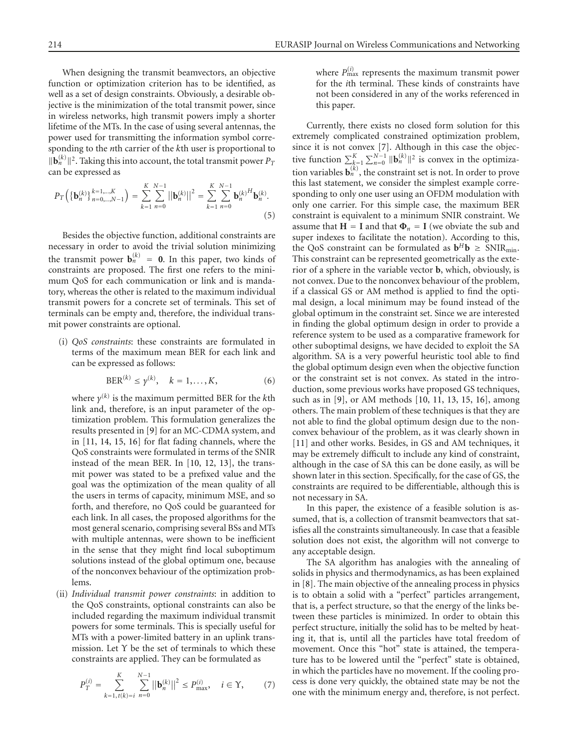When designing the transmit beamvectors, an objective function or optimization criterion has to be identified, as well as a set of design constraints. Obviously, a desirable objective is the minimization of the total transmit power, since in wireless networks, high transmit powers imply a shorter lifetime of the MTs. In the case of using several antennas, the power used for transmitting the information symbol corresponding to the $n$th carrier of the $k$th user is proportional to $\|\mathbf{b}_n^{(k)}\|^2$. Taking this into account, the total transmit power $P_T$ can be expressed as

$$P_T\left(\{\mathbf{b}_n^{(k)}\}_{n=0,\dots,N-1}^{k=1,\dots,K}\right) = \sum_{k=1}^{K}\sum_{n=0}^{N-1}\|\mathbf{b}_n^{(k)}\|^2 = \sum_{k=1}^{K}\sum_{n=0}^{N-1}\mathbf{b}_n^{(k)H}\mathbf{b}_n^{(k)}. \tag{5}$$

Besides the objective function, additional constraints are necessary in order to avoid the trivial solution minimizing the transmit power $\mathbf{b}_n^{(k)} = \mathbf{0}$. In this paper, two kinds of constraints are proposed. The first one refers to the minimum QoS for each communication or link and is mandatory, whereas the other is related to the maximum individual transmit powers for a concrete set of terminals. This set of terminals can be empty and, therefore, the individual transmit power constraints are optional.

(i) *QoS constraints*: these constraints are formulated in terms of the maximum mean BER for each link and can be expressed as follows:

$$\mathrm{BER}^{(k)} \leq \gamma^{(k)}, \quad k = 1,\dots,K, \tag{6}$$

where $\gamma^{(k)}$ is the maximum permitted BER for the $k$th link and, therefore, is an input parameter of the optimization problem. This formulation generalizes the results presented in [9] for an MC-CDMA system, and in [11, 14, 15, 16] for flat fading channels, where the QoS constraints were formulated in terms of the SNIR instead of the mean BER. In [10, 12, 13], the transmit power was stated to be a prefixed value and the goal was the optimization of the mean quality of all the users in terms of capacity, minimum MSE, and so forth, and therefore, no QoS could be guaranteed for each link. In all cases, the proposed algorithms for the most general scenario, comprising several BSs and MTs with multiple antennas, were shown to be inefficient in the sense that they might find local suboptimum solutions instead of the global optimum one, because of the nonconvex behaviour of the optimization problems.

(ii) *Individual transmit power constraints*: in addition to the QoS constraints, optional constraints can also be included regarding the maximum individual transmit powers for some terminals. This is specially useful for MTs with a power-limited battery in an uplink transmission. Let $\Upsilon$ be the set of terminals to which these constraints are applied. They can be formulated as

$$P_T^{(i)} = \sum_{k=1,\, t(k)=i}^{K}\sum_{n=0}^{N-1}\|\mathbf{b}_n^{(k)}\|^2 \leq P_{\max}^{(i)}, \quad i \in \Upsilon, \tag{7}$$

where $P_{\max}^{(i)}$ represents the maximum transmit power for the $i$th terminal. These kinds of constraints have not been considered in any of the works referenced in this paper.

Currently, there exists no closed form solution for this extremely complicated constrained optimization problem, since it is not convex [7]. Although in this case the objective function $\sum_{k=1}^{K}\sum_{n=0}^{N-1}\|\mathbf{b}_n^{(k)}\|^2$ is convex in the optimization variables $\mathbf{b}_n^{(k)}$, the constraint set is not. In order to prove this last statement, we consider the simplest example corresponding to only one user using an OFDM modulation with only one carrier. For this simple case, the maximum BER constraint is equivalent to a minimum SNIR constraint. We assume that $\mathbf{H} = \mathbf{I}$ and that $\mathbf{\Phi}_n = \mathbf{I}$ (we obviate the sub and super indexes to facilitate the notation). According to this, the QoS constraint can be formulated as $\mathbf{b}^H\mathbf{b} \geq \mathrm{SNIR}_{\min}$. This constraint can be represented geometrically as the exterior of a sphere in the variable vector $\mathbf{b}$, which, obviously, is not convex. Due to the nonconvex behaviour of the problem, if a classical GS or AM method is applied to find the optimal design, a local minimum may be found instead of the global optimum in the constraint set. Since we are interested in finding the global optimum design in order to provide a reference system to be used as a comparative framework for other suboptimal designs, we have decided to exploit the SA algorithm. SA is a very powerful heuristic tool able to find the global optimum design even when the objective function or the constraint set is not convex. As stated in the introduction, some previous works have proposed GS techniques, such as in [9], or AM methods [10, 11, 13, 15, 16], among others. The main problem of these techniques is that they are not able to find the global optimum design due to the nonconvex behaviour of the problem, as it was clearly shown in [11] and other works. Besides, in GS and AM techniques, it may be extremely difficult to include any kind of constraint, although in the case of SA this can be done easily, as will be shown later in this section. Specifically, for the case of GS, the constraints are required to be differentiable, although this is not necessary in SA.

In this paper, the existence of a feasible solution is assumed, that is, a collection of transmit beamvectors that satisfies all the constraints simultaneously. In case that a feasible solution does not exist, the algorithm will not converge to any acceptable design.

The SA algorithm has analogies with the annealing of solids in physics and thermodynamics, as has been explained in [8]. The main objective of the annealing process in physics is to obtain a solid with a "perfect" particles arrangement, that is, a perfect structure, so that the energy of the links between these particles is minimized. In order to obtain this perfect structure, initially the solid has to be melted by heating it, that is, until all the particles have total freedom of movement. Once this "hot" state is attained, the temperature has to be lowered until the "perfect" state is obtained, in which the particles have no movement. If the cooling process is done very quickly, the obtained state may be not the one with the minimum energy and, therefore, is not perfect.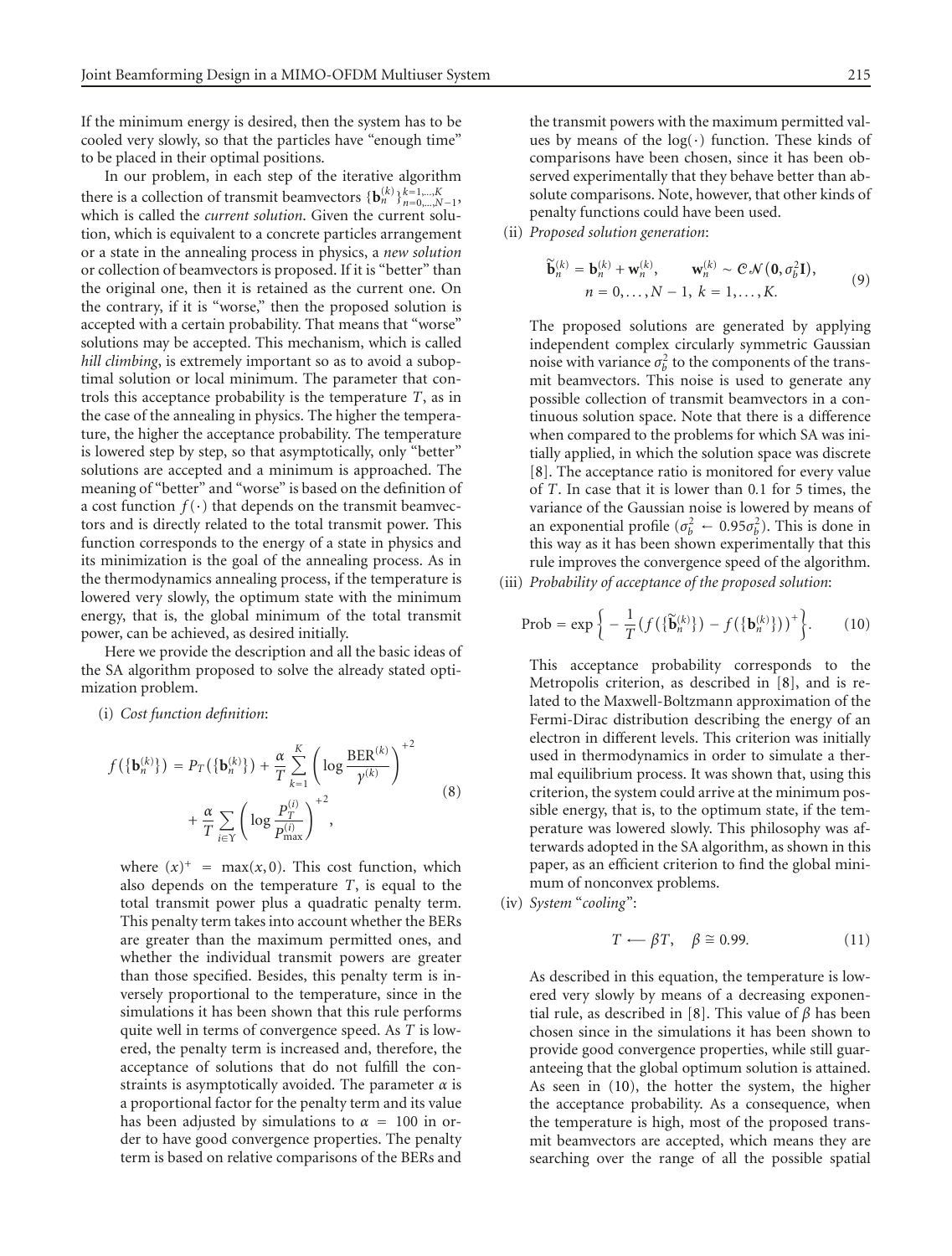If the minimum energy is desired, then the system has to be cooled very slowly, so that the particles have "enough time" to be placed in their optimal positions.

In our problem, in each step of the iterative algorithm there is a collection of transmit beamvectors $\{\mathbf{b}_n^{(k)}\}_{n=0,\dots,N-1}^{k=1,\dots,K}$, which is called the *current solution*. Given the current solution, which is equivalent to a concrete particles arrangement or a state in the annealing process in physics, a *new solution* or collection of beamvectors is proposed. If it is "better" than the original one, then it is retained as the current one. On the contrary, if it is "worse," then the proposed solution is accepted with a certain probability. That means that "worse" solutions may be accepted. This mechanism, which is called *hill climbing*, is extremely important so as to avoid a suboptimal solution or local minimum. The parameter that controls this acceptance probability is the temperature $T$, as in the case of the annealing in physics. The higher the temperature, the higher the acceptance probability. The temperature is lowered step by step, so that asymptotically, only "better" solutions are accepted and a minimum is approached. The meaning of "better" and "worse" is based on the definition of a cost function $f(\cdot)$ that depends on the transmit beamvectors and is directly related to the total transmit power. This function corresponds to the energy of a state in physics and its minimization is the goal of the annealing process. As in the thermodynamics annealing process, if the temperature is lowered very slowly, the optimum state with the minimum energy, that is, the global minimum of the total transmit power, can be achieved, as desired initially.

Here we provide the description and all the basic ideas of the SA algorithm proposed to solve the already stated optimization problem.

(i) *Cost function definition*:

$$f\left(\{\mathbf{b}_n^{(k)}\}\right) = P_T\left(\{\mathbf{b}_n^{(k)}\}\right) + \frac{\alpha}{T}\sum_{k=1}^{K}\left(\log\frac{\mathrm{BER}^{(k)}}{\gamma^{(k)}}\right)^{+2} + \frac{\alpha}{T}\sum_{i\in\Upsilon}\left(\log\frac{P_T^{(i)}}{P_{\max}^{(i)}}\right)^{+2}, \tag{8}$$

where $(x)^+ = \max(x, 0)$. This cost function, which also depends on the temperature $T$, is equal to the total transmit power plus a quadratic penalty term. This penalty term takes into account whether the BERs are greater than the maximum permitted ones, and whether the individual transmit powers are greater than those specified. Besides, this penalty term is inversely proportional to the temperature, since in the simulations it has been shown that this rule performs quite well in terms of convergence speed. As $T$ is lowered, the penalty term is increased and, therefore, the acceptance of solutions that do not fulfill the constraints is asymptotically avoided. The parameter $\alpha$ is a proportional factor for the penalty term and its value has been adjusted by simulations to $\alpha = 100$ in order to have good convergence properties. The penalty term is based on relative comparisons of the BERs and the transmit powers with the maximum permitted values by means of the $\log(\cdot)$ function. These kinds of comparisons have been chosen, since it has been observed experimentally that they behave better than absolute comparisons. Note, however, that other kinds of penalty functions could have been used.

(ii) *Proposed solution generation*:

$$\widetilde{\mathbf{b}}_n^{(k)} = \mathbf{b}_n^{(k)} + \mathbf{w}_n^{(k)}, \qquad \mathbf{w}_n^{(k)} \sim \mathcal{CN}\left(\mathbf{0}, \sigma_b^2\mathbf{I}\right), \quad n = 0,\dots,N-1,\ k = 1,\dots,K. \tag{9}$$

The proposed solutions are generated by applying independent complex circularly symmetric Gaussian noise with variance $\sigma_b^2$ to the components of the transmit beamvectors. This noise is used to generate any possible collection of transmit beamvectors in a continuous solution space. Note that there is a difference when compared to the problems for which SA was initially applied, in which the solution space was discrete [8]. The acceptance ratio is monitored for every value of $T$. In case that it is lower than 0.1 for 5 times, the variance of the Gaussian noise is lowered by means of an exponential profile ($\sigma_b^2 \leftarrow 0.95\sigma_b^2$). This is done in this way as it has been shown experimentally that this rule improves the convergence speed of the algorithm.

(iii) *Probability of acceptance of the proposed solution*:

$$\text{Prob} = \exp\left\{-\frac{1}{T}\left(f\left(\{\widetilde{\mathbf{b}}_n^{(k)}\}\right) - f\left(\{\mathbf{b}_n^{(k)}\}\right)\right)^+\right\}. \tag{10}$$

This acceptance probability corresponds to the Metropolis criterion, as described in [8], and is related to the Maxwell-Boltzmann approximation of the Fermi-Dirac distribution describing the energy of an electron in different levels. This criterion was initially used in thermodynamics in order to simulate a thermal equilibrium process. It was shown that, using this criterion, the system could arrive at the minimum possible energy, that is, to the optimum state, if the temperature was lowered slowly. This philosophy was afterwards adopted in the SA algorithm, as shown in this paper, as an efficient criterion to find the global minimum of nonconvex problems.

(iv) *System "cooling"*:

$$T \longleftarrow \beta T, \quad \beta \cong 0.99. \tag{11}$$

As described in this equation, the temperature is lowered very slowly by means of a decreasing exponential rule, as described in [8]. This value of $\beta$ has been chosen since in the simulations it has been shown to provide good convergence properties, while still guaranteeing that the global optimum solution is attained. As seen in (10), the hotter the system, the higher the acceptance probability. As a consequence, when the temperature is high, most of the proposed transmit beamvectors are accepted, which means they are searching over the range of all the possible spatial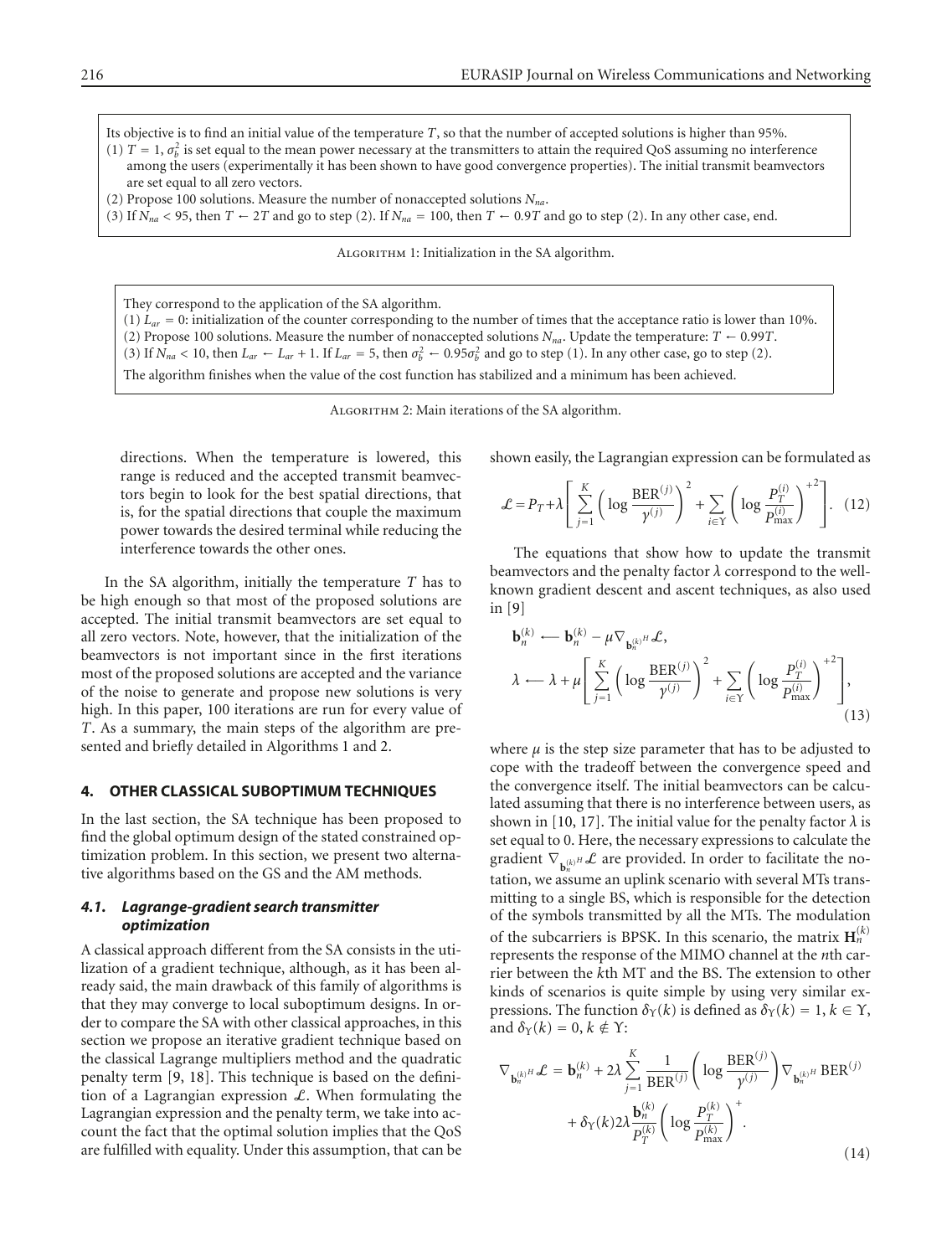Its objective is to find an initial value of the temperature $T$, so that the number of accepted solutions is higher than 95%.

(1) $T = 1$, $\sigma_b^2$ is set equal to the mean power necessary at the transmitters to attain the required QoS assuming no interference among the users (experimentally it has been shown to have good convergence properties). The initial transmit beamvectors are set equal to all zero vectors.

(2) Propose 100 solutions. Measure the number of nonaccepted solutions $N_{na}$.

(3) If $N_{na} < 95$, then $T \leftarrow 2T$ and go to step (2). If $N_{na} = 100$, then $T \leftarrow 0.9T$ and go to step (2). In any other case, end.

Algorithm 1: Initialization in the SA algorithm.

They correspond to the application of the SA algorithm.

(1) $L_{ar} = 0$: initialization of the counter corresponding to the number of times that the acceptance ratio is lower than 10%.

(2) Propose 100 solutions. Measure the number of nonaccepted solutions $N_{na}$. Update the temperature: $T \leftarrow 0.99T$.

(3) If $N_{na} < 10$, then $L_{ar} \leftarrow L_{ar} + 1$. If $L_{ar} = 5$, then $\sigma_b^2 \leftarrow 0.95\sigma_b^2$ and go to step (1). In any other case, go to step (2).

The algorithm finishes when the value of the cost function has stabilized and a minimum has been achieved.

Algorithm 2: Main iterations of the SA algorithm.

directions. When the temperature is lowered, this range is reduced and the accepted transmit beamvectors begin to look for the best spatial directions, that is, for the spatial directions that couple the maximum power towards the desired terminal while reducing the interference towards the other ones.

In the SA algorithm, initially the temperature $T$ has to be high enough so that most of the proposed solutions are accepted. The initial transmit beamvectors are set equal to all zero vectors. Note, however, that the initialization of the beamvectors is not important since in the first iterations most of the proposed solutions are accepted and the variance of the noise to generate and propose new solutions is very high. In this paper, 100 iterations are run for every value of $T$. As a summary, the main steps of the algorithm are presented and briefly detailed in Algorithms 1 and 2.

## 4. OTHER CLASSICAL SUBOPTIMUM TECHNIQUES

In the last section, the SA technique has been proposed to find the global optimum design of the stated constrained optimization problem. In this section, we present two alternative algorithms based on the GS and the AM methods.

### 4.1. Lagrange-gradient search transmitter optimization

A classical approach different from the SA consists in the utilization of a gradient technique, although, as it has been already said, the main drawback of this family of algorithms is that they may converge to local suboptimum designs. In order to compare the SA with other classical approaches, in this section we propose an iterative gradient technique based on the classical Lagrange multipliers method and the quadratic penalty term [9, 18]. This technique is based on the definition of a Lagrangian expression $\mathcal{L}$. When formulating the Lagrangian expression and the penalty term, we take into account the fact that the optimal solution implies that the QoS are fulfilled with equality. Under this assumption, that can be shown easily, the Lagrangian expression can be formulated as

$$\mathcal{L} = P_T + \lambda\left[\sum_{j=1}^{K}\left(\log\frac{\mathrm{BER}^{(j)}}{\gamma^{(j)}}\right)^2 + \sum_{i\in\Upsilon}\left(\log\frac{P_T^{(i)}}{P_{\max}^{(i)}}\right)^{+2}\right]. \quad (12)$$

The equations that show how to update the transmit beamvectors and the penalty factor $\lambda$ correspond to the well-known gradient descent and ascent techniques, as also used in [9]

$$\begin{aligned}
\mathbf{b}_n^{(k)} &\longleftarrow \mathbf{b}_n^{(k)} - \mu\nabla_{\mathbf{b}_n^{(k)H}}\mathcal{L},\\
\lambda &\longleftarrow \lambda + \mu\left[\sum_{j=1}^{K}\left(\log\frac{\mathrm{BER}^{(j)}}{\gamma^{(j)}}\right)^2 + \sum_{i\in\Upsilon}\left(\log\frac{P_T^{(i)}}{P_{\max}^{(i)}}\right)^{+2}\right],
\end{aligned} \quad (13)$$

where $\mu$ is the step size parameter that has to be adjusted to cope with the tradeoff between the convergence speed and the convergence itself. The initial beamvectors can be calculated assuming that there is no interference between users, as shown in [10, 17]. The initial value for the penalty factor $\lambda$ is set equal to 0. Here, the necessary expressions to calculate the gradient $\nabla_{\mathbf{b}_n^{(k)H}}\mathcal{L}$ are provided. In order to facilitate the notation, we assume an uplink scenario with several MTs transmitting to a single BS, which is responsible for the detection of the symbols transmitted by all the MTs. The modulation of the subcarriers is BPSK. In this scenario, the matrix $\mathbf{H}_n^{(k)}$ represents the response of the MIMO channel at the $n$th carrier between the $k$th MT and the BS. The extension to other kinds of scenarios is quite simple by using very similar expressions. The function $\delta_\Upsilon(k)$ is defined as $\delta_\Upsilon(k) = 1$, $k \in \Upsilon$, and $\delta_\Upsilon(k) = 0$, $k \notin \Upsilon$:

$$\begin{aligned}
\nabla_{\mathbf{b}_n^{(k)H}}\mathcal{L} = \mathbf{b}_n^{(k)} &+ 2\lambda\sum_{j=1}^{K}\frac{1}{\mathrm{BER}^{(j)}}\left(\log\frac{\mathrm{BER}^{(j)}}{\gamma^{(j)}}\right)\nabla_{\mathbf{b}_n^{(k)H}}\mathrm{BER}^{(j)}\\
&+ \delta_\Upsilon(k)2\lambda\frac{\mathbf{b}_n^{(k)}}{P_T^{(k)}}\left(\log\frac{P_T^{(k)}}{P_{\max}^{(k)}}\right)^{+}.
\end{aligned} \quad (14)$$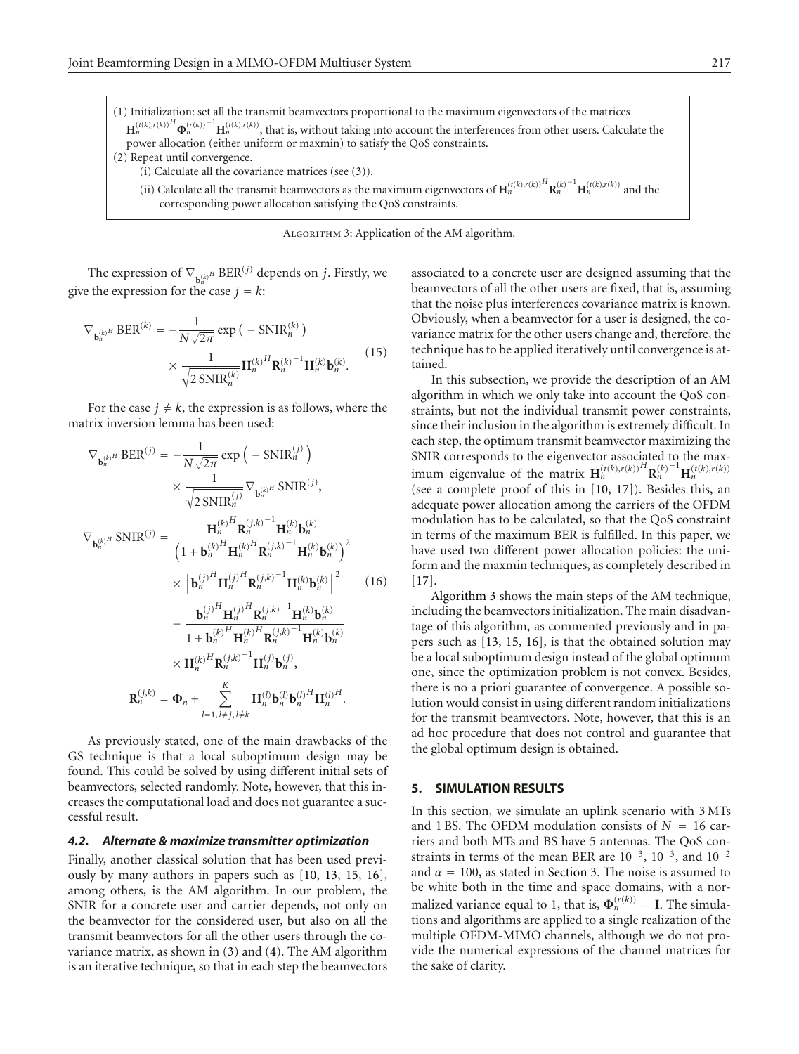(1) Initialization: set all the transmit beamvectors proportional to the maximum eigenvectors of the matrices $\mathbf{H}_n^{(t(k),r(k))^H}\mathbf{\Phi}_n^{(r(k))^{-1}}\mathbf{H}_n^{(t(k),r(k))}$, that is, without taking into account the interferences from other users. Calculate the power allocation (either uniform or maxmin) to satisfy the QoS constraints.

(2) Repeat until convergence.

(i) Calculate all the covariance matrices (see (3)).

(ii) Calculate all the transmit beamvectors as the maximum eigenvectors of $\mathbf{H}_n^{(t(k),r(k))^H}\mathbf{R}_n^{(k)^{-1}}\mathbf{H}_n^{(t(k),r(k))}$ and the corresponding power allocation satisfying the QoS constraints.

Algorithm 3: Application of the AM algorithm.

The expression of $\nabla_{\mathbf{b}_n^{(k)H}} \text{BER}^{(j)}$ depends on $j$. Firstly, we give the expression for the case $j = k$:

$$\nabla_{\mathbf{b}_n^{(k)H}} \text{BER}^{(k)} = -\frac{1}{N\sqrt{2\pi}} \exp\left(-\text{SNIR}_n^{(k)}\right) \times \frac{1}{\sqrt{2\,\text{SNIR}_n^{(k)}}} \mathbf{H}_n^{(k)^H}\mathbf{R}_n^{(k)^{-1}}\mathbf{H}_n^{(k)}\mathbf{b}_n^{(k)}. \tag{15}$$

For the case $j \neq k$, the expression is as follows, where the matrix inversion lemma has been used:

$$\begin{aligned}
\nabla_{\mathbf{b}_n^{(k)H}} \text{BER}^{(j)} &= -\frac{1}{N\sqrt{2\pi}} \exp\left(-\text{SNIR}_n^{(j)}\right) \times \frac{1}{\sqrt{2\,\text{SNIR}_n^{(j)}}} \nabla_{\mathbf{b}_n^{(k)H}} \text{SNIR}^{(j)}, \\
\nabla_{\mathbf{b}_n^{(k)H}} \text{SNIR}^{(j)} &= \frac{\mathbf{H}_n^{(k)^H}\mathbf{R}_n^{(j,k)^{-1}}\mathbf{H}_n^{(k)}\mathbf{b}_n^{(k)}}{\left(1+\mathbf{b}_n^{(k)^H}\mathbf{H}_n^{(k)^H}\mathbf{R}_n^{(j,k)^{-1}}\mathbf{H}_n^{(k)}\mathbf{b}_n^{(k)}\right)^2} \times \left|\mathbf{b}_n^{(j)^H}\mathbf{H}_n^{(j)^H}\mathbf{R}_n^{(j,k)^{-1}}\mathbf{H}_n^{(k)}\mathbf{b}_n^{(k)}\right|^2 \\
&\quad - \frac{\mathbf{b}_n^{(j)^H}\mathbf{H}_n^{(j)^H}\mathbf{R}_n^{(j,k)^{-1}}\mathbf{H}_n^{(k)}\mathbf{b}_n^{(k)}}{1+\mathbf{b}_n^{(k)^H}\mathbf{H}_n^{(k)^H}\mathbf{R}_n^{(j,k)^{-1}}\mathbf{H}_n^{(k)}\mathbf{b}_n^{(k)}} \times \mathbf{H}_n^{(k)^H}\mathbf{R}_n^{(j,k)^{-1}}\mathbf{H}_n^{(j)}\mathbf{b}_n^{(j)}, \\
\mathbf{R}_n^{(j,k)} &= \mathbf{\Phi}_n + \sum_{l=1,\,l\neq j,\,l\neq k}^{K} \mathbf{H}_n^{(l)}\mathbf{b}_n^{(l)}\mathbf{b}_n^{(l)^H}\mathbf{H}_n^{(l)^H}.
\end{aligned} \tag{16}$$

As previously stated, one of the main drawbacks of the GS technique is that a local suboptimum design may be found. This could be solved by using different initial sets of beamvectors, selected randomly. Note, however, that this increases the computational load and does not guarantee a successful result.

### 4.2. Alternate & maximize transmitter optimization

Finally, another classical solution that has been used previously by many authors in papers such as [10, 13, 15, 16], among others, is the AM algorithm. In our problem, the SNIR for a concrete user and carrier depends, not only on the beamvector for the considered user, but also on all the transmit beamvectors for all the other users through the covariance matrix, as shown in (3) and (4). The AM algorithm is an iterative technique, so that in each step the beamvectors associated to a concrete user are designed assuming that the beamvectors of all the other users are fixed, that is, assuming that the noise plus interferences covariance matrix is known. Obviously, when a beamvector for a user is designed, the covariance matrix for the other users change and, therefore, the technique has to be applied iteratively until convergence is attained.

In this subsection, we provide the description of an AM algorithm in which we only take into account the QoS constraints, but not the individual transmit power constraints, since their inclusion in the algorithm is extremely difficult. In each step, the optimum transmit beamvector maximizing the SNIR corresponds to the eigenvector associated to the maximum eigenvalue of the matrix $\mathbf{H}_n^{(t(k),r(k))^H}\mathbf{R}_n^{(k)^{-1}}\mathbf{H}_n^{(t(k),r(k))}$ (see a complete proof of this in [10, 17]). Besides this, an adequate power allocation among the carriers of the OFDM modulation has to be calculated, so that the QoS constraint in terms of the maximum BER is fulfilled. In this paper, we have used two different power allocation policies: the uniform and the maxmin techniques, as completely described in [17].

Algorithm 3 shows the main steps of the AM technique, including the beamvectors initialization. The main disadvantage of this algorithm, as commented previously and in papers such as [13, 15, 16], is that the obtained solution may be a local suboptimum design instead of the global optimum one, since the optimization problem is not convex. Besides, there is no a priori guarantee of convergence. A possible solution would consist in using different random initializations for the transmit beamvectors. Note, however, that this is an ad hoc procedure that does not control and guarantee that the global optimum design is obtained.

## 5. SIMULATION RESULTS

In this section, we simulate an uplink scenario with 3 MTs and 1 BS. The OFDM modulation consists of $N = 16$ carriers and both MTs and BS have 5 antennas. The QoS constraints in terms of the mean BER are $10^{-3}$, $10^{-3}$, and $10^{-2}$ and $\alpha = 100$, as stated in Section 3. The noise is assumed to be white both in the time and space domains, with a normalized variance equal to 1, that is, $\mathbf{\Phi}_n^{(r(k))} = \mathbf{I}$. The simulations and algorithms are applied to a single realization of the multiple OFDM-MIMO channels, although we do not provide the numerical expressions of the channel matrices for the sake of clarity.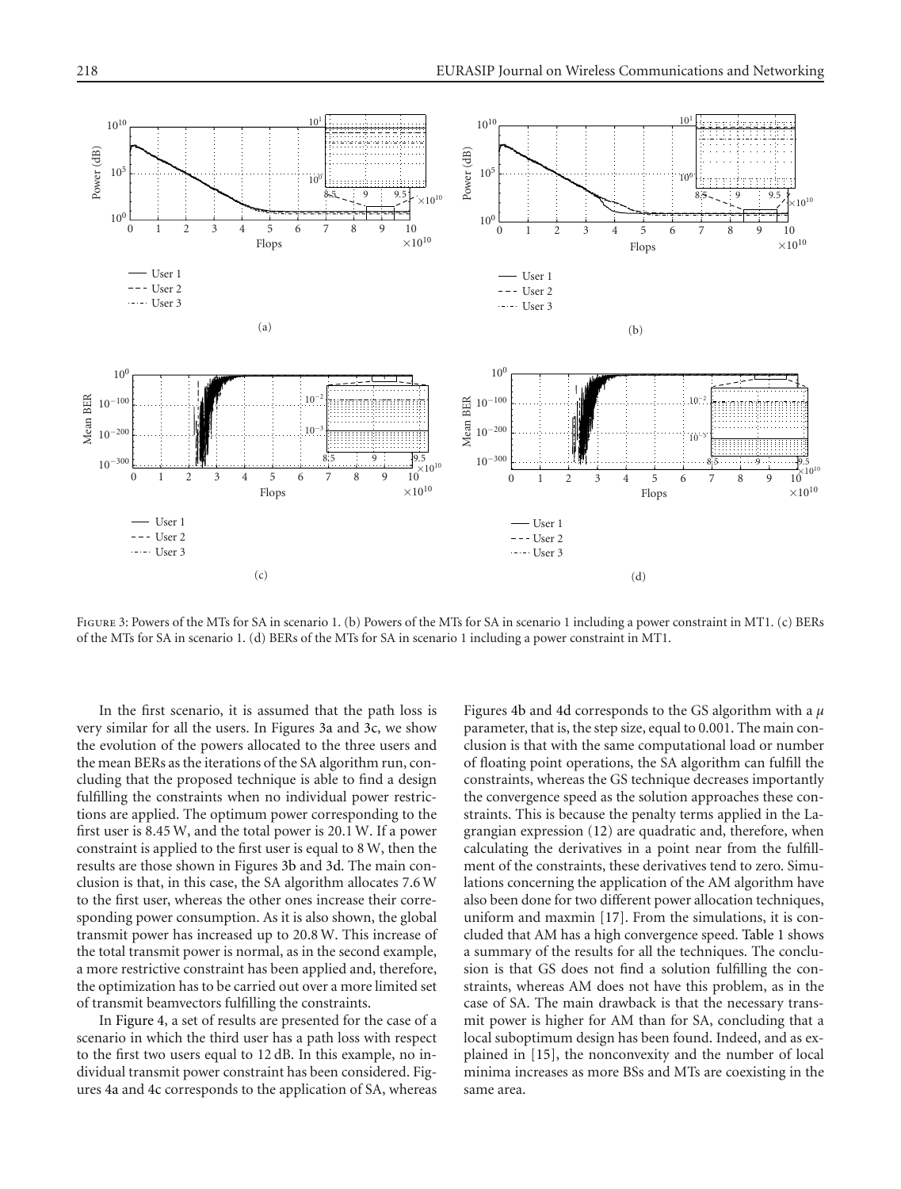Figure 3: Powers of the MTs for SA in scenario 1. (b) Powers of the MTs for SA in scenario 1 including a power constraint in MT1. (c) BERs of the MTs for SA in scenario 1. (d) BERs of the MTs for SA in scenario 1 including a power constraint in MT1.

In the first scenario, it is assumed that the path loss is very similar for all the users. In Figures 3a and 3c, we show the evolution of the powers allocated to the three users and the mean BERs as the iterations of the SA algorithm run, concluding that the proposed technique is able to find a design fulfilling the constraints when no individual power restrictions are applied. The optimum power corresponding to the first user is 8.45 W, and the total power is 20.1 W. If a power constraint is applied to the first user is equal to 8 W, then the results are those shown in Figures 3b and 3d. The main conclusion is that, in this case, the SA algorithm allocates 7.6 W to the first user, whereas the other ones increase their corresponding power consumption. As it is also shown, the global transmit power has increased up to 20.8 W. This increase of the total transmit power is normal, as in the second example, a more restrictive constraint has been applied and, therefore, the optimization has to be carried out over a more limited set of transmit beamvectors fulfilling the constraints.

In Figure 4, a set of results are presented for the case of a scenario in which the third user has a path loss with respect to the first two users equal to 12 dB. In this example, no individual transmit power constraint has been considered. Figures 4a and 4c corresponds to the application of SA, whereas Figures 4b and 4d corresponds to the GS algorithm with a $\mu$ parameter, that is, the step size, equal to 0.001. The main conclusion is that with the same computational load or number of floating point operations, the SA algorithm can fulfill the constraints, whereas the GS technique decreases importantly the convergence speed as the solution approaches these constraints. This is because the penalty terms applied in the Lagrangian expression (12) are quadratic and, therefore, when calculating the derivatives in a point near from the fulfillment of the constraints, these derivatives tend to zero. Simulations concerning the application of the AM algorithm have also been done for two different power allocation techniques, uniform and maxmin [17]. From the simulations, it is concluded that AM has a high convergence speed. Table 1 shows a summary of the results for all the techniques. The conclusion is that GS does not find a solution fulfilling the constraints, whereas AM does not have this problem, as in the case of SA. The main drawback is that the necessary transmit power is higher for AM than for SA, concluding that a local suboptimum design has been found. Indeed, and as explained in [15], the nonconvexity and the number of local minima increases as more BSs and MTs are coexisting in the same area.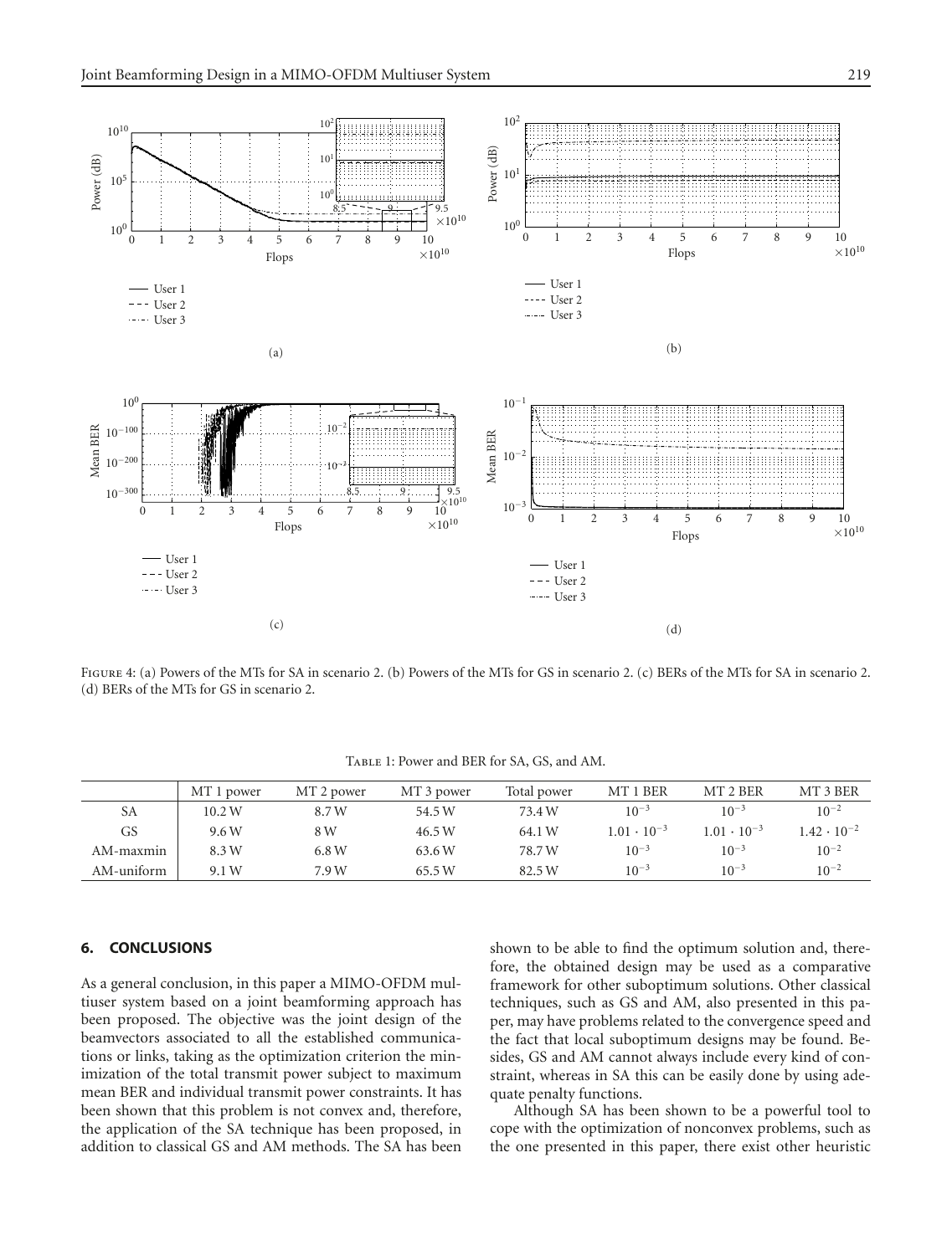Figure 4: (a) Powers of the MTs for SA in scenario 2. (b) Powers of the MTs for GS in scenario 2. (c) BERs of the MTs for SA in scenario 2. (d) BERs of the MTs for GS in scenario 2.

Table 1: Power and BER for SA, GS, and AM.

| | MT 1 power | MT 2 power | MT 3 power | Total power | MT 1 BER | MT 2 BER | MT 3 BER |
|---|---|---|---|---|---|---|---|
| SA | 10.2 W | 8.7 W | 54.5 W | 73.4 W | $10^{-3}$ | $10^{-3}$ | $10^{-2}$ |
| GS | 9.6 W | 8 W | 46.5 W | 64.1 W | $1.01 \cdot 10^{-3}$ | $1.01 \cdot 10^{-3}$ | $1.42 \cdot 10^{-2}$ |
| AM-maxmin | 8.3 W | 6.8 W | 63.6 W | 78.7 W | $10^{-3}$ | $10^{-3}$ | $10^{-2}$ |
| AM-uniform | 9.1 W | 7.9 W | 65.5 W | 82.5 W | $10^{-3}$ | $10^{-3}$ | $10^{-2}$ |

## 6. CONCLUSIONS

As a general conclusion, in this paper a MIMO-OFDM multiuser system based on a joint beamforming approach has been proposed. The objective was the joint design of the beamvectors associated to all the established communications or links, taking as the optimization criterion the minimization of the total transmit power subject to maximum mean BER and individual transmit power constraints. It has been shown that this problem is not convex and, therefore, the application of the SA technique has been proposed, in addition to classical GS and AM methods. The SA has been shown to be able to find the optimum solution and, therefore, the obtained design may be used as a comparative framework for other suboptimum solutions. Other classical techniques, such as GS and AM, also presented in this paper, may have problems related to the convergence speed and the fact that local suboptimum designs may be found. Besides, GS and AM cannot always include every kind of constraint, whereas in SA this can be easily done by using adequate penalty functions.

Although SA has been shown to be a powerful tool to cope with the optimization of nonconvex problems, such as the one presented in this paper, there exist other heuristic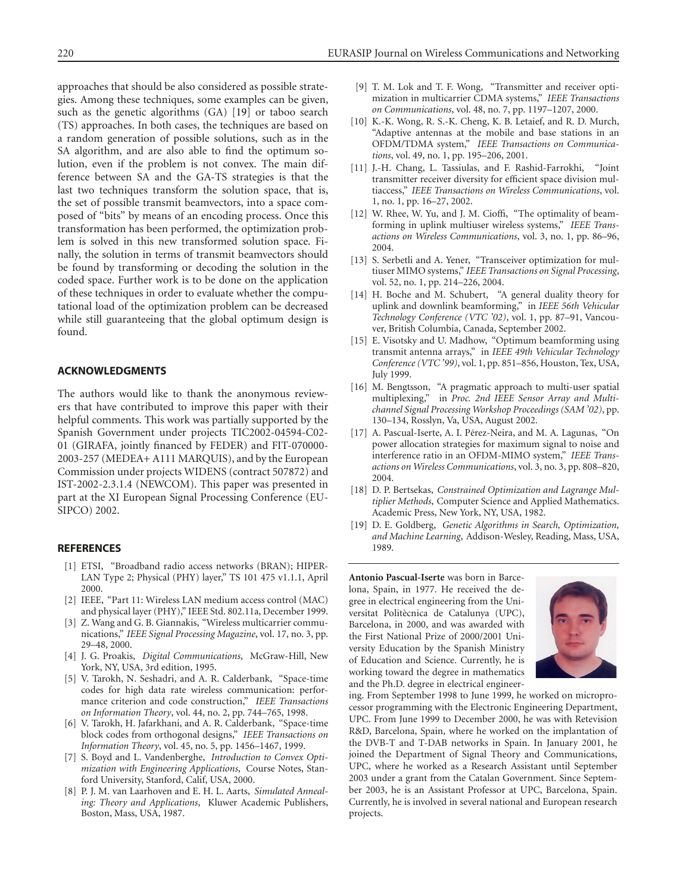approaches that should be also considered as possible strategies. Among these techniques, some examples can be given, such as the genetic algorithms (GA) [19] or taboo search (TS) approaches. In both cases, the techniques are based on a random generation of possible solutions, such as in the SA algorithm, and are also able to find the optimum solution, even if the problem is not convex. The main difference between SA and the GA-TS strategies is that the last two techniques transform the solution space, that is, the set of possible transmit beamvectors, into a space composed of "bits" by means of an encoding process. Once this transformation has been performed, the optimization problem is solved in this new transformed solution space. Finally, the solution in terms of transmit beamvectors should be found by transforming or decoding the solution in the coded space. Further work is to be done on the application of these techniques in order to evaluate whether the computational load of the optimization problem can be decreased while still guaranteeing that the global optimum design is found.

## ACKNOWLEDGMENTS

The authors would like to thank the anonymous reviewers that have contributed to improve this paper with their helpful comments. This work was partially supported by the Spanish Government under projects TIC2002-04594-C02-01 (GIRAFA, jointly financed by FEDER) and FIT-070000-2003-257 (MEDEA+ A111 MARQUIS), and by the European Commission under projects WIDENS (contract 507872) and IST-2002-2.3.1.4 (NEWCOM). This paper was presented in part at the XI European Signal Processing Conference (EUSIPCO) 2002.

## REFERENCES

[1] ETSI, "Broadband radio access networks (BRAN); HIPERLAN Type 2; Physical (PHY) layer," TS 101 475 v1.1.1, April 2000.

[2] IEEE, "Part 11: Wireless LAN medium access control (MAC) and physical layer (PHY)," IEEE Std. 802.11a, December 1999.

[3] Z. Wang and G. B. Giannakis, "Wireless multicarrier communications," *IEEE Signal Processing Magazine*, vol. 17, no. 3, pp. 29–48, 2000.

[4] J. G. Proakis, *Digital Communications*, McGraw-Hill, New York, NY, USA, 3rd edition, 1995.

[5] V. Tarokh, N. Seshadri, and A. R. Calderbank, "Space-time codes for high data rate wireless communication: performance criterion and code construction," *IEEE Transactions on Information Theory*, vol. 44, no. 2, pp. 744–765, 1998.

[6] V. Tarokh, H. Jafarkhani, and A. R. Calderbank, "Space-time block codes from orthogonal designs," *IEEE Transactions on Information Theory*, vol. 45, no. 5, pp. 1456–1467, 1999.

[7] S. Boyd and L. Vandenberghe, *Introduction to Convex Optimization with Engineering Applications*, Course Notes, Stanford University, Stanford, Calif, USA, 2000.

[8] P. J. M. van Laarhoven and E. H. L. Aarts, *Simulated Annealing: Theory and Applications*, Kluwer Academic Publishers, Boston, Mass, USA, 1987.

[9] T. M. Lok and T. F. Wong, "Transmitter and receiver optimization in multicarrier CDMA systems," *IEEE Transactions on Communications*, vol. 48, no. 7, pp. 1197–1207, 2000.

[10] K.-K. Wong, R. S.-K. Cheng, K. B. Letaief, and R. D. Murch, "Adaptive antennas at the mobile and base stations in an OFDM/TDMA system," *IEEE Transactions on Communications*, vol. 49, no. 1, pp. 195–206, 2001.

[11] J.-H. Chang, L. Tassiulas, and F. Rashid-Farrokhi, "Joint transmitter receiver diversity for efficient space division multiaccess," *IEEE Transactions on Wireless Communications*, vol. 1, no. 1, pp. 16–27, 2002.

[12] W. Rhee, W. Yu, and J. M. Cioffi, "The optimality of beamforming in uplink multiuser wireless systems," *IEEE Transactions on Wireless Communications*, vol. 3, no. 1, pp. 86–96, 2004.

[13] S. Serbetli and A. Yener, "Transceiver optimization for multiuser MIMO systems," *IEEE Transactions on Signal Processing*, vol. 52, no. 1, pp. 214–226, 2004.

[14] H. Boche and M. Schubert, "A general duality theory for uplink and downlink beamforming," in *IEEE 56th Vehicular Technology Conference (VTC '02)*, vol. 1, pp. 87–91, Vancouver, British Columbia, Canada, September 2002.

[15] E. Visotsky and U. Madhow, "Optimum beamforming using transmit antenna arrays," in *IEEE 49th Vehicular Technology Conference (VTC '99)*, vol. 1, pp. 851–856, Houston, Tex, USA, July 1999.

[16] M. Bengtsson, "A pragmatic approach to multi-user spatial multiplexing," in *Proc. 2nd IEEE Sensor Array and Multichannel Signal Processing Workshop Proceedings (SAM '02)*, pp. 130–134, Rosslyn, Va, USA, August 2002.

[17] A. Pascual-Iserte, A. I. Pérez-Neira, and M. A. Lagunas, "On power allocation strategies for maximum signal to noise and interference ratio in an OFDM-MIMO system," *IEEE Transactions on Wireless Communications*, vol. 3, no. 3, pp. 808–820, 2004.

[18] D. P. Bertsekas, *Constrained Optimization and Lagrange Multiplier Methods*, Computer Science and Applied Mathematics. Academic Press, New York, NY, USA, 1982.

[19] D. E. Goldberg, *Genetic Algorithms in Search, Optimization, and Machine Learning*, Addison-Wesley, Reading, Mass, USA, 1989.

**Antonio Pascual-Iserte** was born in Barcelona, Spain, in 1977. He received the degree in electrical engineering from the Universitat Politècnica de Catalunya (UPC), Barcelona, in 2000, and was awarded with the First National Prize of 2000/2001 University Education by the Spanish Ministry of Education and Science. Currently, he is working toward the degree in mathematics and the Ph.D. degree in electrical engineering. From September 1998 to June 1999, he worked on microprocessor programming with the Electronic Engineering Department, UPC. From June 1999 to December 2000, he was with Retevision R&D, Barcelona, Spain, where he worked on the implantation of the DVB-T and T-DAB networks in Spain. In January 2001, he joined the Department of Signal Theory and Communications, UPC, where he worked as a Research Assistant until September 2003 under a grant from the Catalan Government. Since September 2003, he is an Assistant Professor at UPC, Barcelona, Spain. Currently, he is involved in several national and European research projects.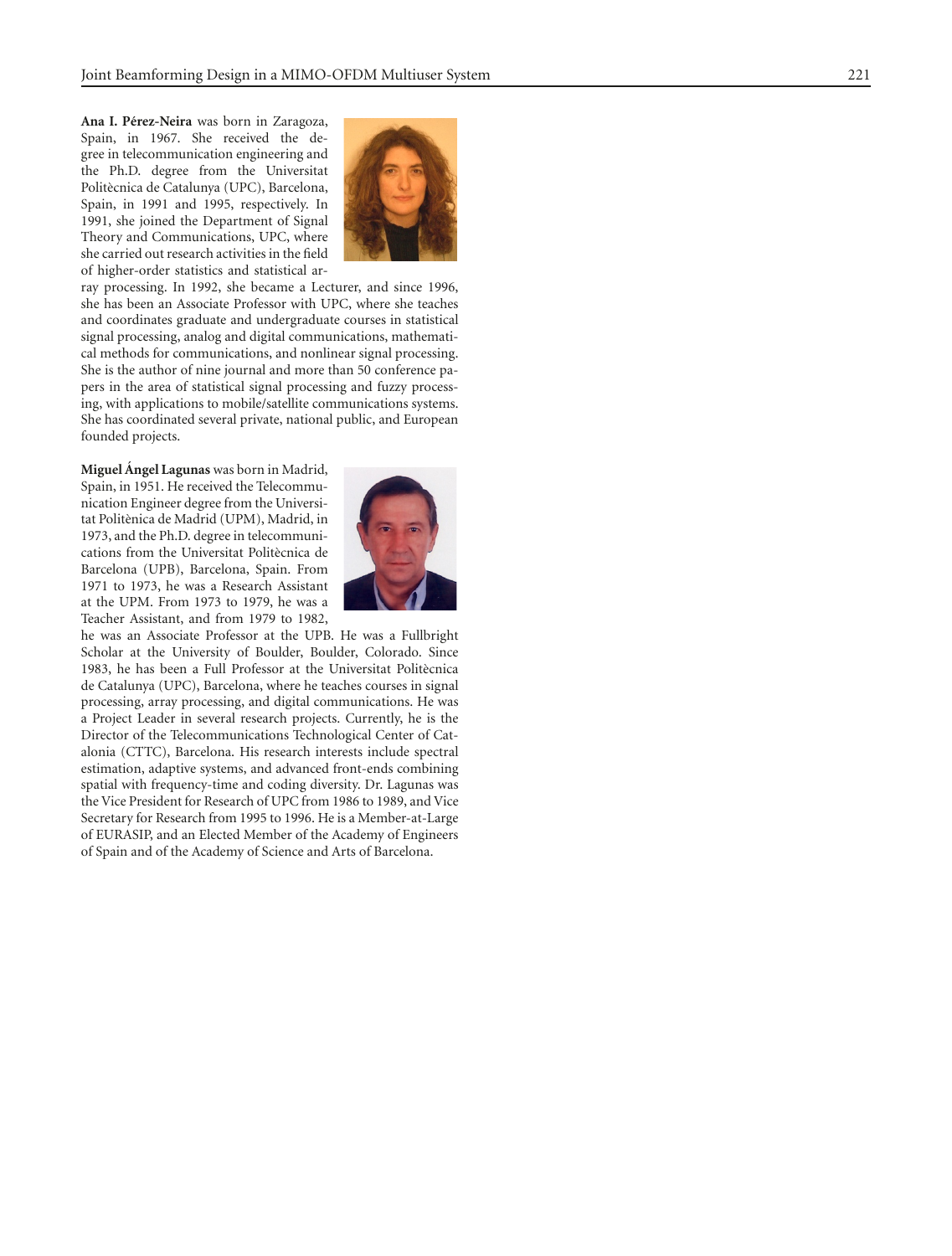**Ana I. Pérez-Neira** was born in Zaragoza, Spain, in 1967. She received the degree in telecommunication engineering and the Ph.D. degree from the Universitat Politècnica de Catalunya (UPC), Barcelona, Spain, in 1991 and 1995, respectively. In 1991, she joined the Department of Signal Theory and Communications, UPC, where she carried out research activities in the field of higher-order statistics and statistical array processing. In 1992, she became a Lecturer, and since 1996, she has been an Associate Professor with UPC, where she teaches and coordinates graduate and undergraduate courses in statistical signal processing, analog and digital communications, mathematical methods for communications, and nonlinear signal processing. She is the author of nine journal and more than 50 conference papers in the area of statistical signal processing and fuzzy processing, with applications to mobile/satellite communications systems. She has coordinated several private, national public, and European founded projects.

**Miguel Ángel Lagunas** was born in Madrid, Spain, in 1951. He received the Telecommunication Engineer degree from the Universitat Politènica de Madrid (UPM), Madrid, in 1973, and the Ph.D. degree in telecommunications from the Universitat Politècnica de Barcelona (UPB), Barcelona, Spain. From 1971 to 1973, he was a Research Assistant at the UPM. From 1973 to 1979, he was a Teacher Assistant, and from 1979 to 1982, he was an Associate Professor at the UPB. He was a Fullbright Scholar at the University of Boulder, Boulder, Colorado. Since 1983, he has been a Full Professor at the Universitat Politècnica de Catalunya (UPC), Barcelona, where he teaches courses in signal processing, array processing, and digital communications. He was a Project Leader in several research projects. Currently, he is the Director of the Telecommunications Technological Center of Catalonia (CTTC), Barcelona. His research interests include spectral estimation, adaptive systems, and advanced front-ends combining spatial with frequency-time and coding diversity. Dr. Lagunas was the Vice President for Research of UPC from 1986 to 1989, and Vice Secretary for Research from 1995 to 1996. He is a Member-at-Large of EURASIP, and an Elected Member of the Academy of Engineers of Spain and of the Academy of Science and Arts of Barcelona.